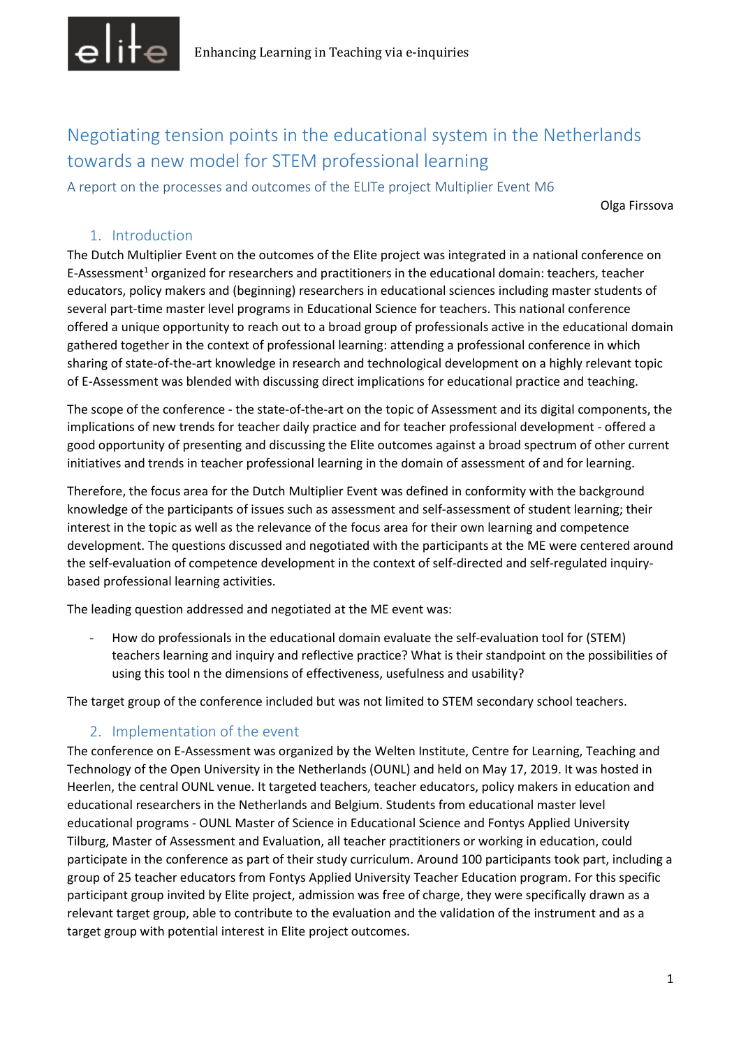# Negotiating tension points in the educational system in the Netherlands towards a new model for STEM professional learning

A report on the processes and outcomes of the ELITe project Multiplier Event M6

Olga Firssova

## 1. Introduction

The Dutch Multiplier Event on the outcomes of the Elite project was integrated in a national conference on E-Assessment[1] organized for researchers and practitioners in the educational domain: teachers, teacher educators, policy makers and (beginning) researchers in educational sciences including master students of several part-time master level programs in Educational Science for teachers. This national conference offered a unique opportunity to reach out to a broad group of professionals active in the educational domain gathered together in the context of professional learning: attending a professional conference in which sharing of state-of-the-art knowledge in research and technological development on a highly relevant topic of E-Assessment was blended with discussing direct implications for educational practice and teaching.

The scope of the conference - the state-of-the-art on the topic of Assessment and its digital components, the implications of new trends for teacher daily practice and for teacher professional development - offered a good opportunity of presenting and discussing the Elite outcomes against a broad spectrum of other current initiatives and trends in teacher professional learning in the domain of assessment of and for learning.

Therefore, the focus area for the Dutch Multiplier Event was defined in conformity with the background knowledge of the participants of issues such as assessment and self-assessment of student learning; their interest in the topic as well as the relevance of the focus area for their own learning and competence development. The questions discussed and negotiated with the participants at the ME were centered around the self-evaluation of competence development in the context of self-directed and self-regulated inquiry-based professional learning activities.

The leading question addressed and negotiated at the ME event was:

- How do professionals in the educational domain evaluate the self-evaluation tool for (STEM) teachers learning and inquiry and reflective practice? What is their standpoint on the possibilities of using this tool n the dimensions of effectiveness, usefulness and usability?

The target group of the conference included but was not limited to STEM secondary school teachers.

## 2. Implementation of the event

The conference on E-Assessment was organized by the Welten Institute, Centre for Learning, Teaching and Technology of the Open University in the Netherlands (OUNL) and held on May 17, 2019. It was hosted in Heerlen, the central OUNL venue. It targeted teachers, teacher educators, policy makers in education and educational researchers in the Netherlands and Belgium. Students from educational master level educational programs - OUNL Master of Science in Educational Science and Fontys Applied University Tilburg, Master of Assessment and Evaluation, all teacher practitioners or working in education, could participate in the conference as part of their study curriculum. Around 100 participants took part, including a group of 25 teacher educators from Fontys Applied University Teacher Education program. For this specific participant group invited by Elite project, admission was free of charge, they were specifically drawn as a relevant target group, able to contribute to the evaluation and the validation of the instrument and as a target group with potential interest in Elite project outcomes.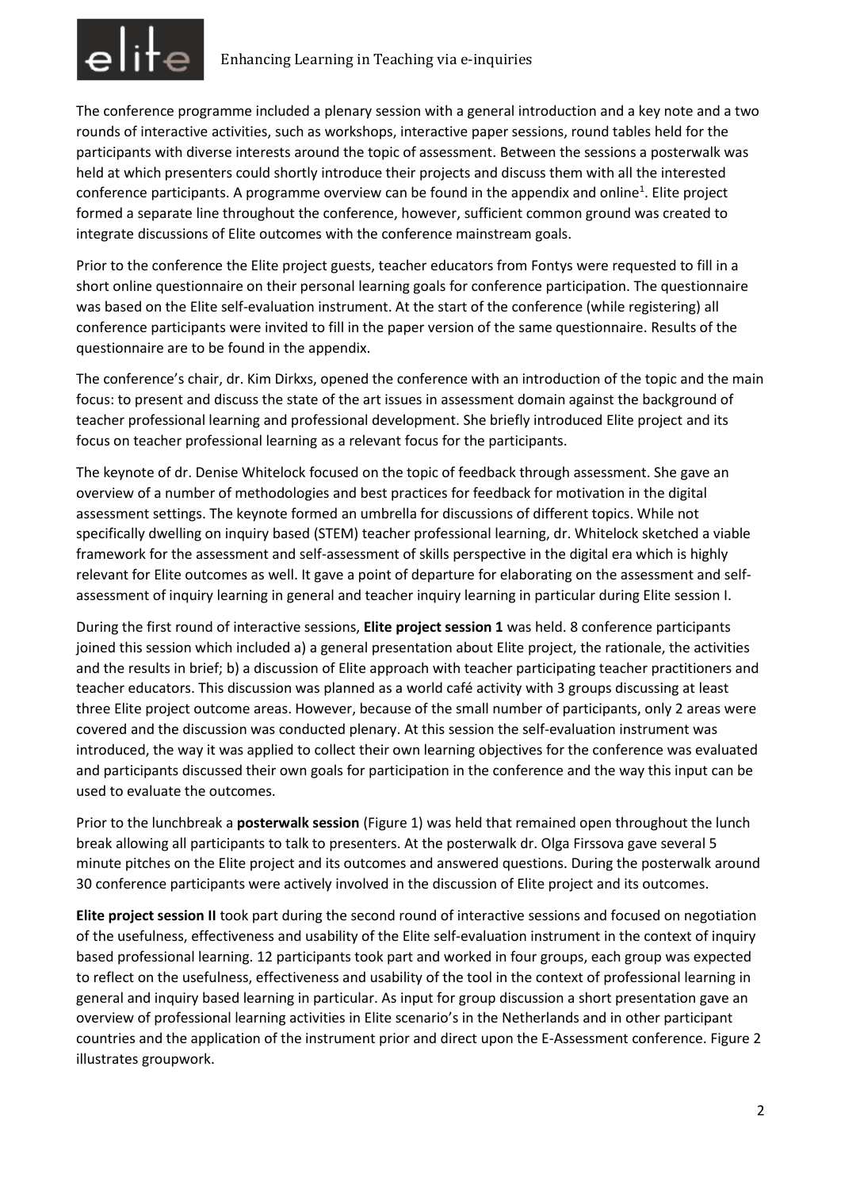The conference programme included a plenary session with a general introduction and a key note and a two rounds of interactive activities, such as workshops, interactive paper sessions, round tables held for the participants with diverse interests around the topic of assessment. Between the sessions a posterwalk was held at which presenters could shortly introduce their projects and discuss them with all the interested conference participants. A programme overview can be found in the appendix and online[1]. Elite project formed a separate line throughout the conference, however, sufficient common ground was created to integrate discussions of Elite outcomes with the conference mainstream goals.

Prior to the conference the Elite project guests, teacher educators from Fontys were requested to fill in a short online questionnaire on their personal learning goals for conference participation. The questionnaire was based on the Elite self-evaluation instrument. At the start of the conference (while registering) all conference participants were invited to fill in the paper version of the same questionnaire. Results of the questionnaire are to be found in the appendix.

The conference's chair, dr. Kim Dirkxs, opened the conference with an introduction of the topic and the main focus: to present and discuss the state of the art issues in assessment domain against the background of teacher professional learning and professional development. She briefly introduced Elite project and its focus on teacher professional learning as a relevant focus for the participants.

The keynote of dr. Denise Whitelock focused on the topic of feedback through assessment. She gave an overview of a number of methodologies and best practices for feedback for motivation in the digital assessment settings. The keynote formed an umbrella for discussions of different topics. While not specifically dwelling on inquiry based (STEM) teacher professional learning, dr. Whitelock sketched a viable framework for the assessment and self-assessment of skills perspective in the digital era which is highly relevant for Elite outcomes as well. It gave a point of departure for elaborating on the assessment and self-assessment of inquiry learning in general and teacher inquiry learning in particular during Elite session I.

During the first round of interactive sessions, **Elite project session 1** was held. 8 conference participants joined this session which included a) a general presentation about Elite project, the rationale, the activities and the results in brief; b) a discussion of Elite approach with teacher participating teacher practitioners and teacher educators. This discussion was planned as a world café activity with 3 groups discussing at least three Elite project outcome areas. However, because of the small number of participants, only 2 areas were covered and the discussion was conducted plenary. At this session the self-evaluation instrument was introduced, the way it was applied to collect their own learning objectives for the conference was evaluated and participants discussed their own goals for participation in the conference and the way this input can be used to evaluate the outcomes.

Prior to the lunchbreak a **posterwalk session** (Figure 1) was held that remained open throughout the lunch break allowing all participants to talk to presenters. At the posterwalk dr. Olga Firssova gave several 5 minute pitches on the Elite project and its outcomes and answered questions. During the posterwalk around 30 conference participants were actively involved in the discussion of Elite project and its outcomes.

**Elite project session II** took part during the second round of interactive sessions and focused on negotiation of the usefulness, effectiveness and usability of the Elite self-evaluation instrument in the context of inquiry based professional learning. 12 participants took part and worked in four groups, each group was expected to reflect on the usefulness, effectiveness and usability of the tool in the context of professional learning in general and inquiry based learning in particular. As input for group discussion a short presentation gave an overview of professional learning activities in Elite scenario's in the Netherlands and in other participant countries and the application of the instrument prior and direct upon the E-Assessment conference. Figure 2 illustrates groupwork.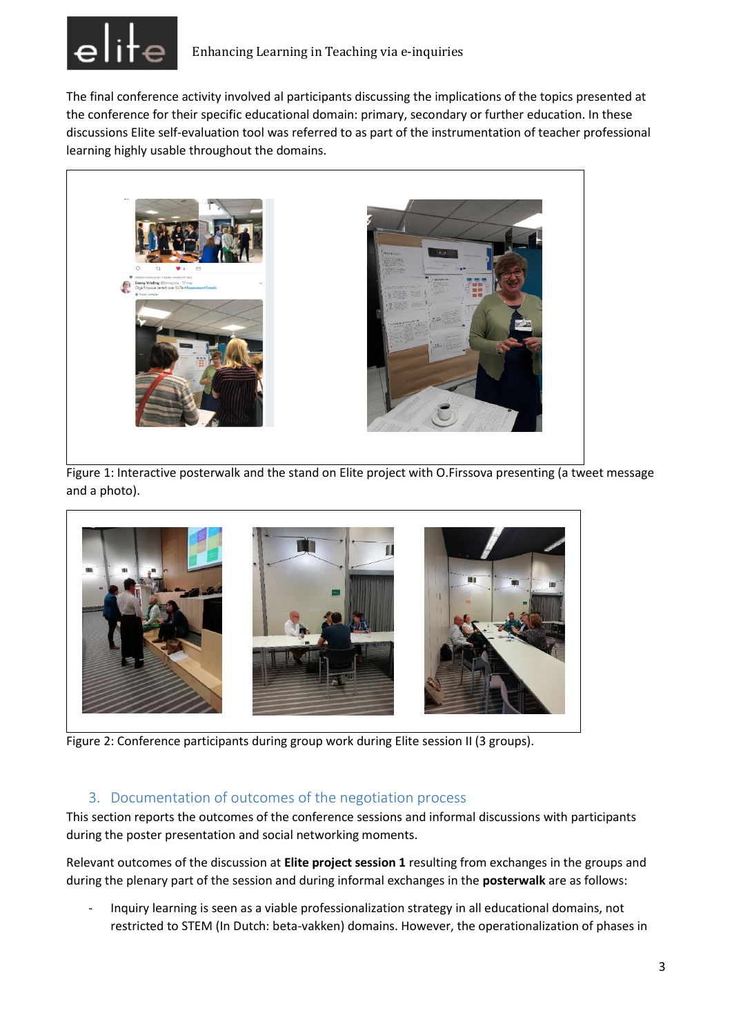The final conference activity involved al participants discussing the implications of the topics presented at the conference for their specific educational domain: primary, secondary or further education. In these discussions Elite self-evaluation tool was referred to as part of the instrumentation of teacher professional learning highly usable throughout the domains.

Figure 1: Interactive posterwalk and the stand on Elite project with O.Firssova presenting (a tweet message and a photo).

Figure 2: Conference participants during group work during Elite session II (3 groups).

## 3. Documentation of outcomes of the negotiation process

This section reports the outcomes of the conference sessions and informal discussions with participants during the poster presentation and social networking moments.

Relevant outcomes of the discussion at **Elite project session 1** resulting from exchanges in the groups and during the plenary part of the session and during informal exchanges in the **posterwalk** are as follows:

- Inquiry learning is seen as a viable professionalization strategy in all educational domains, not restricted to STEM (In Dutch: beta-vakken) domains. However, the operationalization of phases in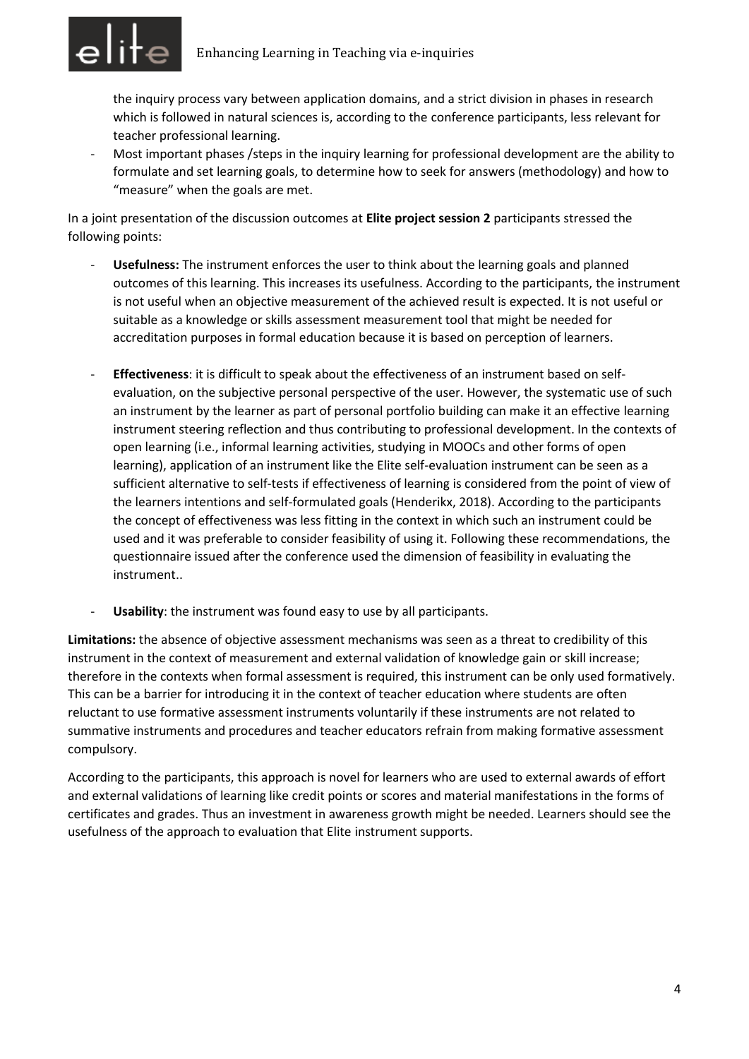the inquiry process vary between application domains, and a strict division in phases in research which is followed in natural sciences is, according to the conference participants, less relevant for teacher professional learning.

- Most important phases /steps in the inquiry learning for professional development are the ability to formulate and set learning goals, to determine how to seek for answers (methodology) and how to "measure" when the goals are met.

In a joint presentation of the discussion outcomes at **Elite project session 2** participants stressed the following points:

- **Usefulness:** The instrument enforces the user to think about the learning goals and planned outcomes of this learning. This increases its usefulness. According to the participants, the instrument is not useful when an objective measurement of the achieved result is expected. It is not useful or suitable as a knowledge or skills assessment measurement tool that might be needed for accreditation purposes in formal education because it is based on perception of learners.

- **Effectiveness**: it is difficult to speak about the effectiveness of an instrument based on self-evaluation, on the subjective personal perspective of the user. However, the systematic use of such an instrument by the learner as part of personal portfolio building can make it an effective learning instrument steering reflection and thus contributing to professional development. In the contexts of open learning (i.e., informal learning activities, studying in MOOCs and other forms of open learning), application of an instrument like the Elite self-evaluation instrument can be seen as a sufficient alternative to self-tests if effectiveness of learning is considered from the point of view of the learners intentions and self-formulated goals (Henderikx, 2018). According to the participants the concept of effectiveness was less fitting in the context in which such an instrument could be used and it was preferable to consider feasibility of using it. Following these recommendations, the questionnaire issued after the conference used the dimension of feasibility in evaluating the instrument..

- **Usability**: the instrument was found easy to use by all participants.

**Limitations:** the absence of objective assessment mechanisms was seen as a threat to credibility of this instrument in the context of measurement and external validation of knowledge gain or skill increase; therefore in the contexts when formal assessment is required, this instrument can be only used formatively. This can be a barrier for introducing it in the context of teacher education where students are often reluctant to use formative assessment instruments voluntarily if these instruments are not related to summative instruments and procedures and teacher educators refrain from making formative assessment compulsory.

According to the participants, this approach is novel for learners who are used to external awards of effort and external validations of learning like credit points or scores and material manifestations in the forms of certificates and grades. Thus an investment in awareness growth might be needed. Learners should see the usefulness of the approach to evaluation that Elite instrument supports.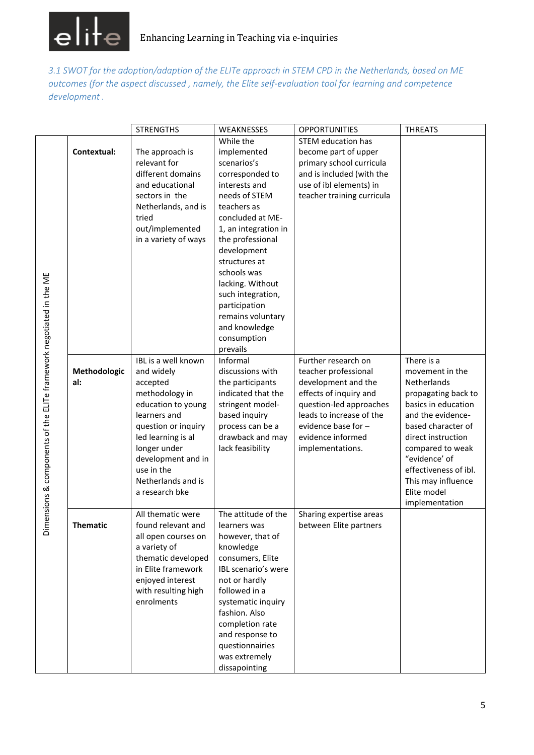*3.1 SWOT for the adoption/adaption of the ELITe approach in STEM CPD in the Netherlands, based on ME outcomes (for the aspect discussed , namely, the Elite self-evaluation tool for learning and competence development .*

| Dimensions & components of the ELITe framework negotiated in the ME | | STRENGTHS | WEAKNESSES | OPPORTUNITIES | THREATS |
|---|---|---|---|---|---|
| | **Contextual:** | The approach is relevant for different domains and educational sectors in the Netherlands, and is tried out/implemented in a variety of ways | While the implemented scenarios's corresponded to interests and needs of STEM teachers as concluded at ME-1, an integration in the professional development structures at schools was lacking. Without such integration, participation remains voluntary and knowledge consumption prevails | STEM education has become part of upper primary school curricula and is included (with the use of ibl elements) in teacher training curricula | |
| | **Methodological:** | IBL is a well known and widely accepted methodology in education to young learners and question or inquiry led learning is al longer under development and in use in the Netherlands and is a research bke | Informal discussions with the participants indicated that the stringent model-based inquiry process can be a drawback and may lack feasibility | Further research on teacher professional development and the effects of inquiry and question-led approaches leads to increase of the evidence base for – evidence informed implementations. | There is a movement in the Netherlands propagating back to basics in education and the evidence-based character of direct instruction compared to weak "evidence' of effectiveness of ibl. This may influence Elite model implementation |
| | **Thematic** | All thematic were found relevant and all open courses on a variety of thematic developed in Elite framework enjoyed interest with resulting high enrolments | The attitude of the learners was however, that of knowledge consumers, Elite IBL scenario's were not or hardly followed in a systematic inquiry fashion. Also completion rate and response to questionnairies was extremely dissapointing | Sharing expertise areas between Elite partners | |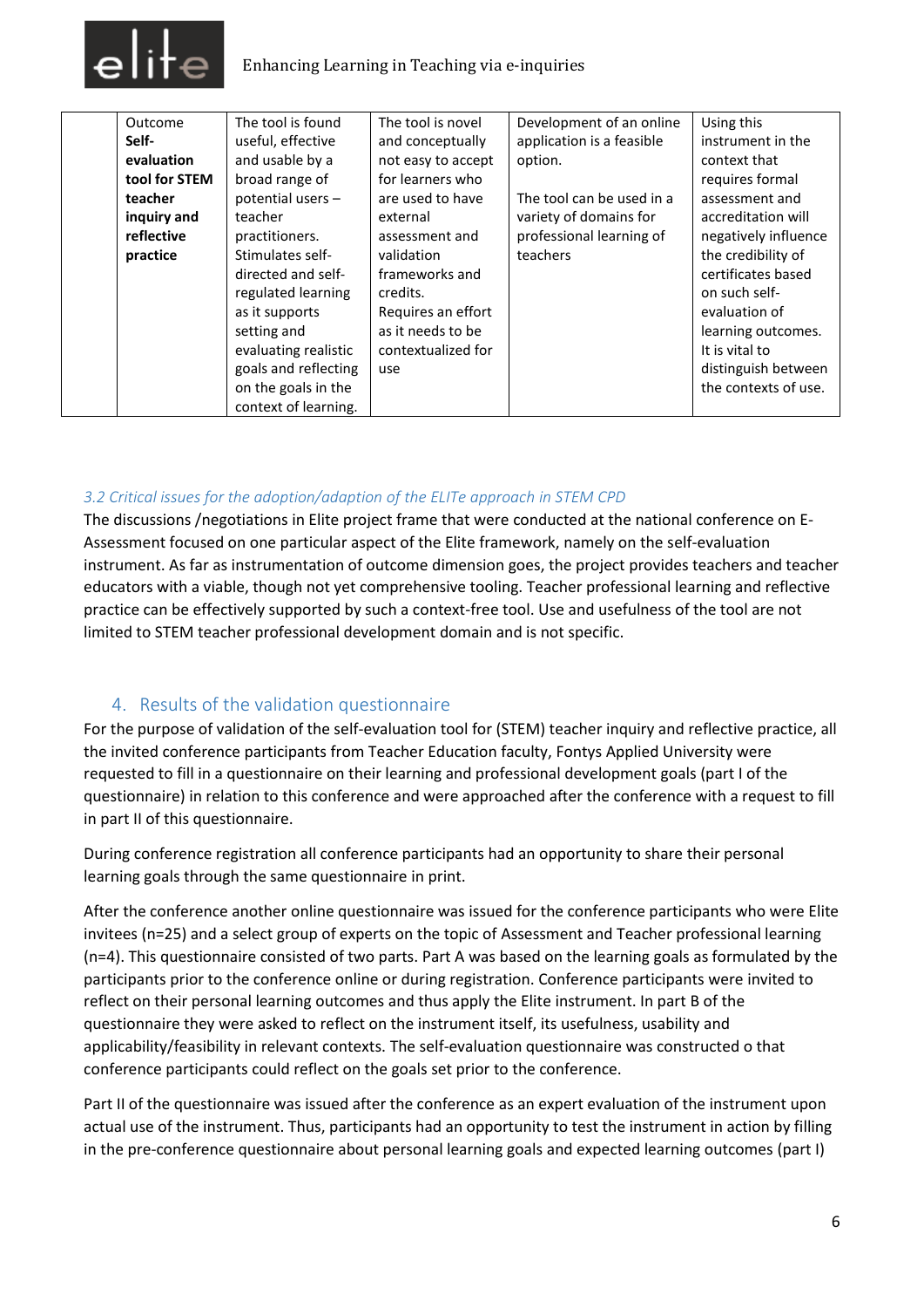| | Outcome **Self-evaluation tool for STEM teacher inquiry and reflective practice** | The tool is found useful, effective and usable by a broad range of potential users – teacher practitioners. Stimulates self-directed and self-regulated learning as it supports setting and evaluating realistic goals and reflecting on the goals in the context of learning. | The tool is novel and conceptually not easy to accept for learners who are used to have external assessment and validation frameworks and credits. Requires an effort as it needs to be contextualized for use | Development of an online application is a feasible option. The tool can be used in a variety of domains for professional learning of teachers | Using this instrument in the context that requires formal assessment and accreditation will negatively influence the credibility of certificates based on such self-evaluation of learning outcomes. It is vital to distinguish between the contexts of use. |
|---|---|---|---|---|---|

### *3.2 Critical issues for the adoption/adaption of the ELITe approach in STEM CPD*

The discussions /negotiations in Elite project frame that were conducted at the national conference on E-Assessment focused on one particular aspect of the Elite framework, namely on the self-evaluation instrument. As far as instrumentation of outcome dimension goes, the project provides teachers and teacher educators with a viable, though not yet comprehensive tooling. Teacher professional learning and reflective practice can be effectively supported by such a context-free tool. Use and usefulness of the tool are not limited to STEM teacher professional development domain and is not specific.

## 4. Results of the validation questionnaire

For the purpose of validation of the self-evaluation tool for (STEM) teacher inquiry and reflective practice, all the invited conference participants from Teacher Education faculty, Fontys Applied University were requested to fill in a questionnaire on their learning and professional development goals (part I of the questionnaire) in relation to this conference and were approached after the conference with a request to fill in part II of this questionnaire.

During conference registration all conference participants had an opportunity to share their personal learning goals through the same questionnaire in print.

After the conference another online questionnaire was issued for the conference participants who were Elite invitees (n=25) and a select group of experts on the topic of Assessment and Teacher professional learning (n=4). This questionnaire consisted of two parts. Part A was based on the learning goals as formulated by the participants prior to the conference online or during registration. Conference participants were invited to reflect on their personal learning outcomes and thus apply the Elite instrument. In part B of the questionnaire they were asked to reflect on the instrument itself, its usefulness, usability and applicability/feasibility in relevant contexts. The self-evaluation questionnaire was constructed o that conference participants could reflect on the goals set prior to the conference.

Part II of the questionnaire was issued after the conference as an expert evaluation of the instrument upon actual use of the instrument. Thus, participants had an opportunity to test the instrument in action by filling in the pre-conference questionnaire about personal learning goals and expected learning outcomes (part I)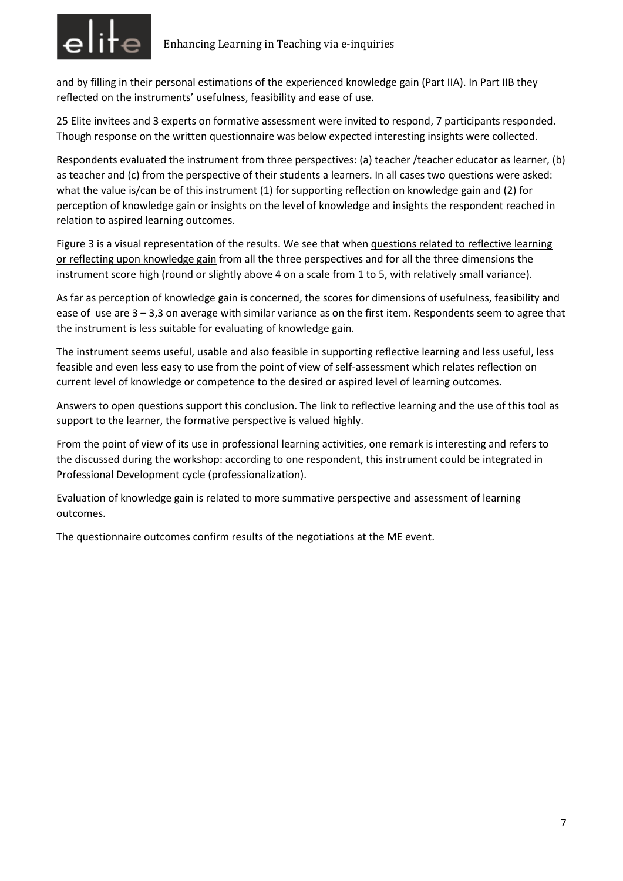and by filling in their personal estimations of the experienced knowledge gain (Part IIA). In Part IIB they reflected on the instruments' usefulness, feasibility and ease of use.

25 Elite invitees and 3 experts on formative assessment were invited to respond, 7 participants responded. Though response on the written questionnaire was below expected interesting insights were collected.

Respondents evaluated the instrument from three perspectives: (a) teacher /teacher educator as learner, (b) as teacher and (c) from the perspective of their students a learners. In all cases two questions were asked: what the value is/can be of this instrument (1) for supporting reflection on knowledge gain and (2) for perception of knowledge gain or insights on the level of knowledge and insights the respondent reached in relation to aspired learning outcomes.

Figure 3 is a visual representation of the results. We see that when questions related to reflective learning or reflecting upon knowledge gain from all the three perspectives and for all the three dimensions the instrument score high (round or slightly above 4 on a scale from 1 to 5, with relatively small variance).

As far as perception of knowledge gain is concerned, the scores for dimensions of usefulness, feasibility and ease of use are 3 – 3,3 on average with similar variance as on the first item. Respondents seem to agree that the instrument is less suitable for evaluating of knowledge gain.

The instrument seems useful, usable and also feasible in supporting reflective learning and less useful, less feasible and even less easy to use from the point of view of self-assessment which relates reflection on current level of knowledge or competence to the desired or aspired level of learning outcomes.

Answers to open questions support this conclusion. The link to reflective learning and the use of this tool as support to the learner, the formative perspective is valued highly.

From the point of view of its use in professional learning activities, one remark is interesting and refers to the discussed during the workshop: according to one respondent, this instrument could be integrated in Professional Development cycle (professionalization).

Evaluation of knowledge gain is related to more summative perspective and assessment of learning outcomes.

The questionnaire outcomes confirm results of the negotiations at the ME event.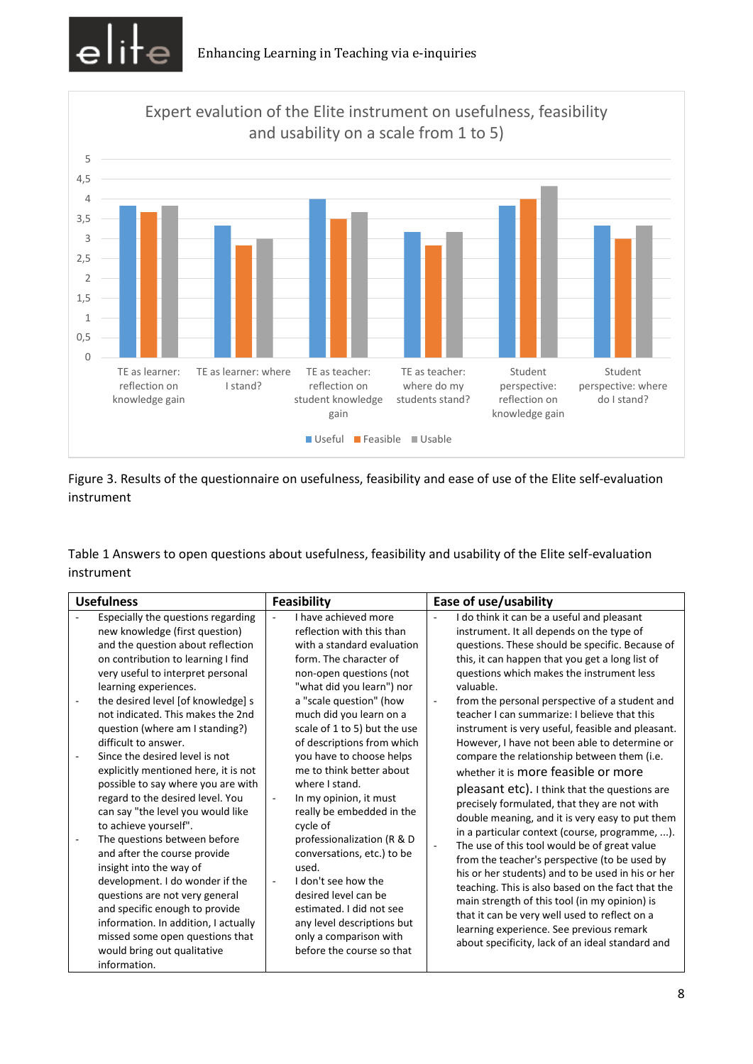Figure 3. Results of the questionnaire on usefulness, feasibility and ease of use of the Elite self-evaluation instrument

Table 1 Answers to open questions about usefulness, feasibility and usability of the Elite self-evaluation instrument

| Usefulness | Feasibility | Ease of use/usability |
|---|---|---|
| - Especially the questions regarding new knowledge (first question) and the question about reflection on contribution to learning I find very useful to interpret personal learning experiences.<br>- the desired level [of knowledge] s not indicated. This makes the 2nd question (where am I standing?) difficult to answer.<br>- Since the desired level is not explicitly mentioned here, it is not possible to say where you are with regard to the desired level. You can say "the level you would like to achieve yourself".<br>- The questions between before and after the course provide insight into the way of development. I do wonder if the questions are not very general and specific enough to provide information. In addition, I actually missed some open questions that would bring out qualitative information. | - I have achieved more reflection with this than with a standard evaluation form. The character of non-open questions (not "what did you learn") nor a "scale question" (how much did you learn on a scale of 1 to 5) but the use of descriptions from which you have to choose helps me to think better about where I stand.<br>- In my opinion, it must really be embedded in the cycle of professionalization (R & D conversations, etc.) to be used.<br>- I don't see how the desired level can be estimated. I did not see any level descriptions but only a comparison with before the course so that | - I do think it can be a useful and pleasant instrument. It all depends on the type of questions. These should be specific. Because of this, it can happen that you get a long list of questions which makes the instrument less valuable.<br>- from the personal perspective of a student and teacher I can summarize: I believe that this instrument is very useful, feasible and pleasant. However, I have not been able to determine or compare the relationship between them (i.e. whether it is more feasible or more pleasant etc). I think that the questions are precisely formulated, that they are not with double meaning, and it is very easy to put them in a particular context (course, programme, ...).<br>- The use of this tool would be of great value from the teacher's perspective (to be used by his or her students) and to be used in his or her teaching. This is also based on the fact that the main strength of this tool (in my opinion) is that it can be very well used to reflect on a learning experience. See previous remark about specificity, lack of an ideal standard and |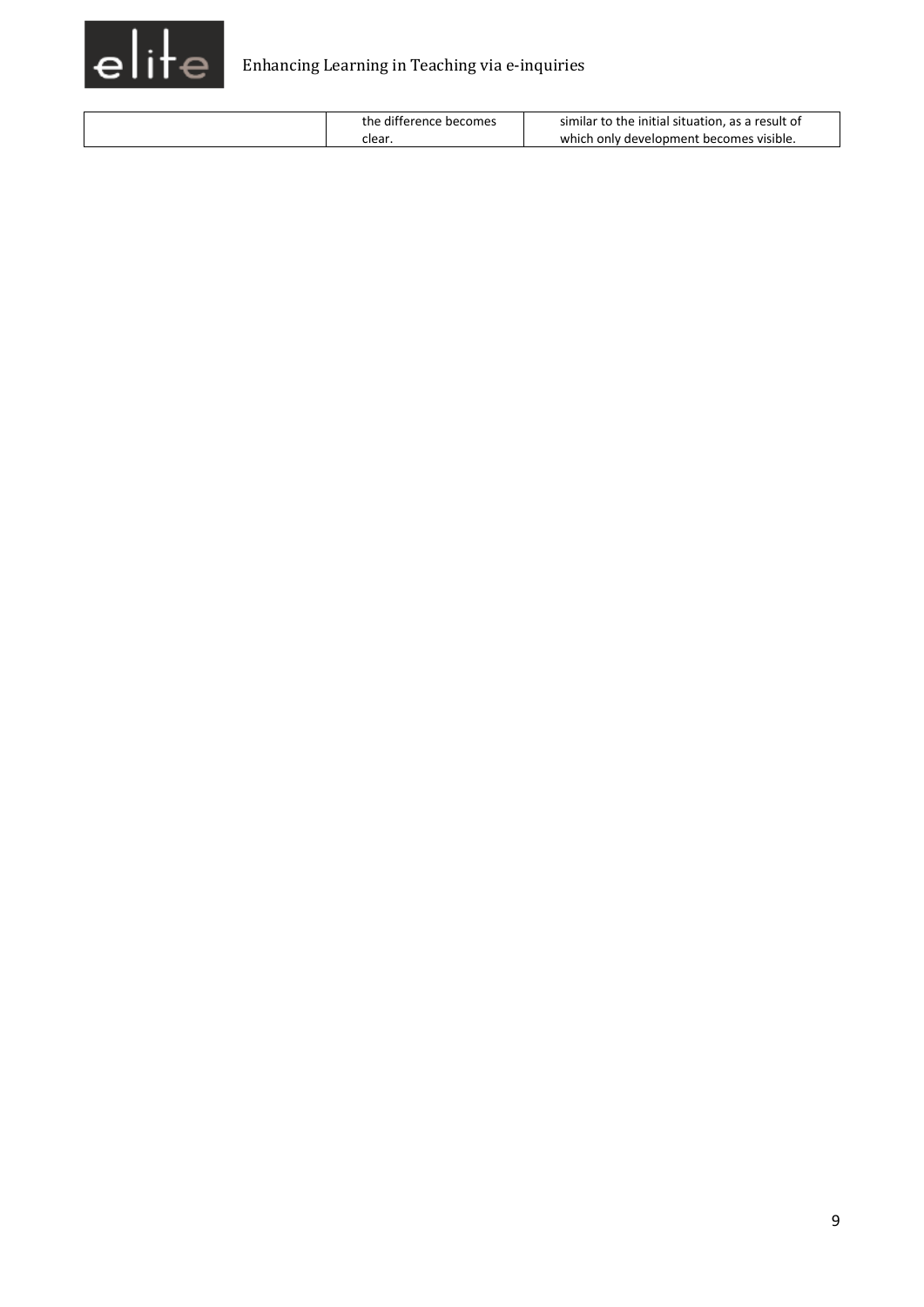| | | |
|---|---|---|
| | the difference becomes clear. | similar to the initial situation, as a result of which only development becomes visible. |